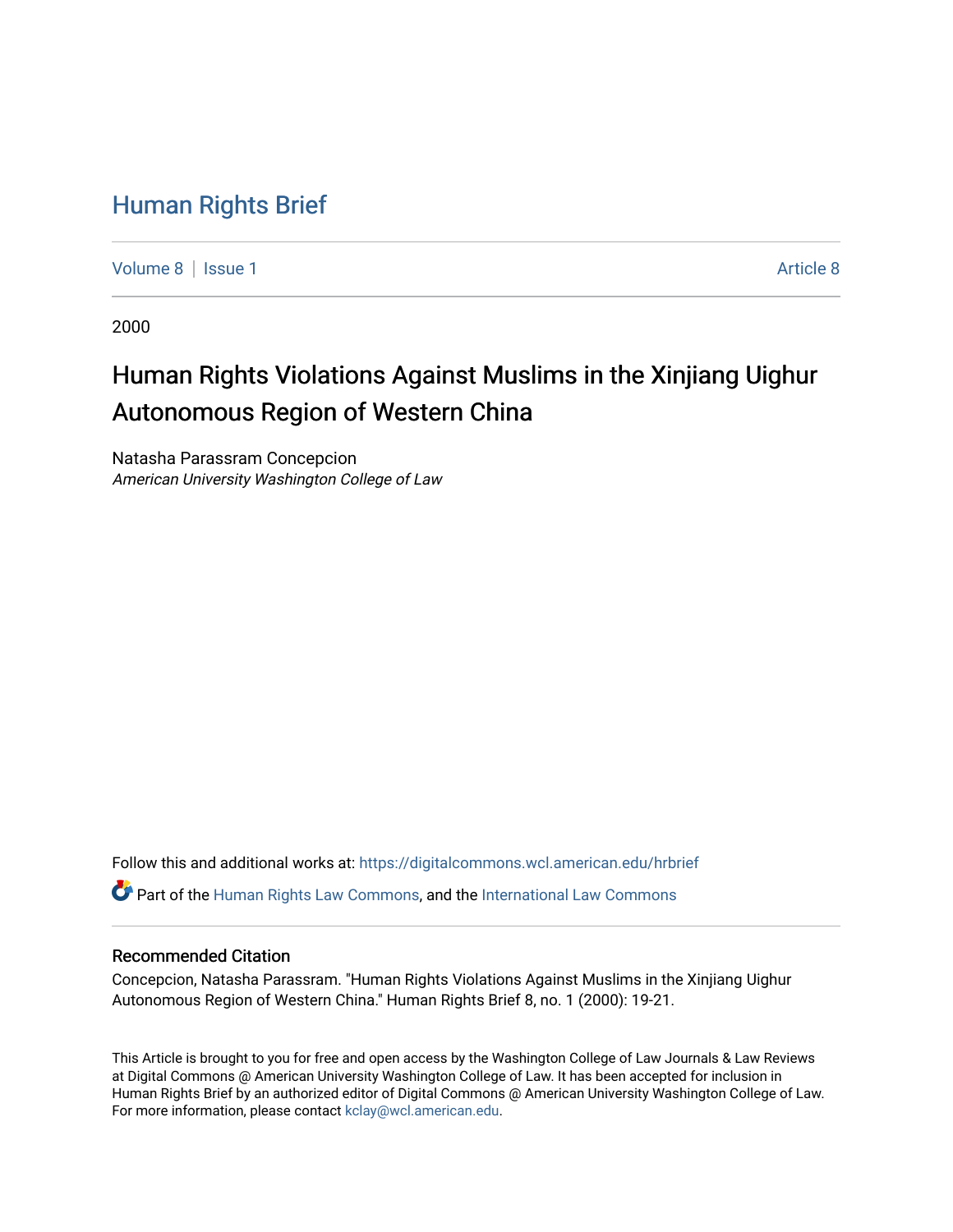# Human Rights Brief

Volume 8 | Issue 1 | Article 8

2000

## Human Rights Violations Against Muslims in the Xinjiang Uighur Autonomous Region of Western China

Natasha Parassram Concepcion
*American University Washington College of Law*

Follow this and additional works at: https://digitalcommons.wcl.american.edu/hrbrief

Part of the Human Rights Law Commons, and the International Law Commons

### Recommended Citation

Concepcion, Natasha Parassram. "Human Rights Violations Against Muslims in the Xinjiang Uighur Autonomous Region of Western China." Human Rights Brief 8, no. 1 (2000): 19-21.

This Article is brought to you for free and open access by the Washington College of Law Journals & Law Reviews at Digital Commons @ American University Washington College of Law. It has been accepted for inclusion in Human Rights Brief by an authorized editor of Digital Commons @ American University Washington College of Law. For more information, please contact kclay@wcl.american.edu.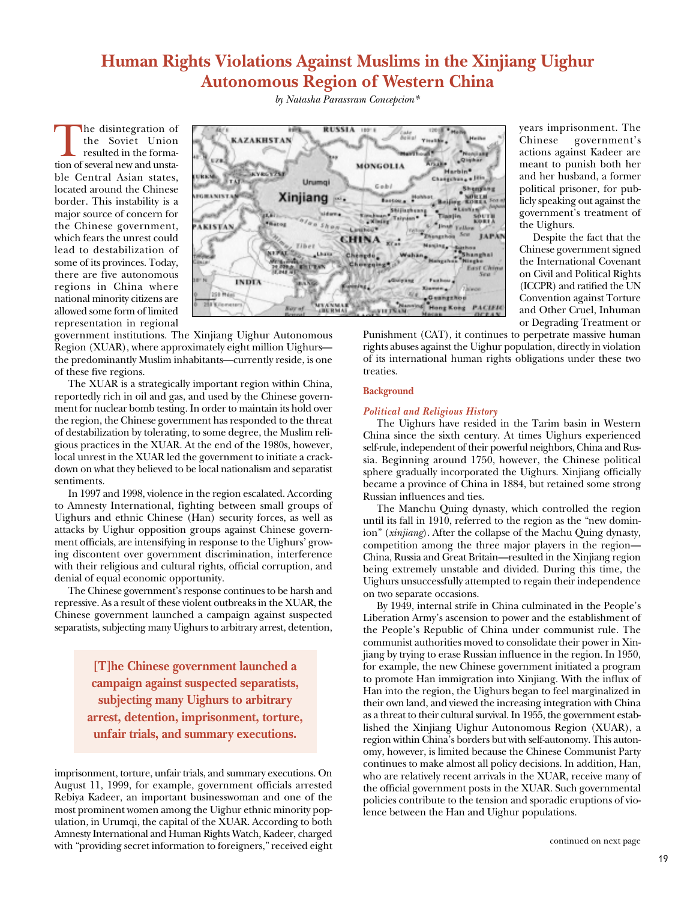# Human Rights Violations Against Muslims in the Xinjiang Uighur Autonomous Region of Western China

*by Natasha Parassram Concepcion**

The disintegration of the Soviet Union resulted in the formation of several new and unstable Central Asian states, located around the Chinese border. This instability is a major source of concern for the Chinese government, which fears the unrest could lead to destabilization of some of its provinces. Today, there are five autonomous regions in China where national minority citizens are allowed some form of limited representation in regional government institutions. The Xinjiang Uighur Autonomous Region (XUAR), where approximately eight million Uighurs—the predominantly Muslim inhabitants—currently reside, is one of these five regions.

The XUAR is a strategically important region within China, reportedly rich in oil and gas, and used by the Chinese government for nuclear bomb testing. In order to maintain its hold over the region, the Chinese government has responded to the threat of destabilization by tolerating, to some degree, the Muslim religious practices in the XUAR. At the end of the 1980s, however, local unrest in the XUAR led the government to initiate a crackdown on what they believed to be local nationalism and separatist sentiments.

In 1997 and 1998, violence in the region escalated. According to Amnesty International, fighting between small groups of Uighurs and ethnic Chinese (Han) security forces, as well as attacks by Uighur opposition groups against Chinese government officials, are intensifying in response to the Uighurs' growing discontent over government discrimination, interference with their religious and cultural rights, official corruption, and denial of equal economic opportunity.

The Chinese government's response continues to be harsh and repressive. As a result of these violent outbreaks in the XUAR, the Chinese government launched a campaign against suspected separatists, subjecting many Uighurs to arbitrary arrest, detention, imprisonment, torture, unfair trials, and summary executions. On August 11, 1999, for example, government officials arrested Rebiya Kadeer, an important businesswoman and one of the most prominent women among the Uighur ethnic minority population, in Urumqi, the capital of the XUAR. According to both Amnesty International and Human Rights Watch, Kadeer, charged with "providing secret information to foreigners," received eight years imprisonment. The Chinese government's actions against Kadeer are meant to punish both her and her husband, a former political prisoner, for publicly speaking out against the government's treatment of the Uighurs.

> **[T]he Chinese government launched a campaign against suspected separatists, subjecting many Uighurs to arbitrary arrest, detention, imprisonment, torture, unfair trials, and summary executions.**

Despite the fact that the Chinese government signed the International Covenant on Civil and Political Rights (ICCPR) and ratified the UN Convention against Torture and Other Cruel, Inhuman or Degrading Treatment or Punishment (CAT), it continues to perpetrate massive human rights abuses against the Uighur population, directly in violation of its international human rights obligations under these two treaties.

## Background

### *Political and Religious History*

The Uighurs have resided in the Tarim basin in Western China since the sixth century. At times Uighurs experienced self-rule, independent of their powerful neighbors, China and Russia. Beginning around 1750, however, the Chinese political sphere gradually incorporated the Uighurs. Xinjiang officially became a province of China in 1884, but retained some strong Russian influences and ties.

The Manchu Quing dynasty, which controlled the region until its fall in 1910, referred to the region as the "new dominion" (*xinjiang*). After the collapse of the Machu Quing dynasty, competition among the three major players in the region—China, Russia and Great Britain—resulted in the Xinjiang region being extremely unstable and divided. During this time, the Uighurs unsuccessfully attempted to regain their independence on two separate occasions.

By 1949, internal strife in China culminated in the People's Liberation Army's ascension to power and the establishment of the People's Republic of China under communist rule. The communist authorities moved to consolidate their power in Xinjiang by trying to erase Russian influence in the region. In 1950, for example, the new Chinese government initiated a program to promote Han immigration into Xinjiang. With the influx of Han into the region, the Uighurs began to feel marginalized in their own land, and viewed the increasing integration with China as a threat to their cultural survival. In 1955, the government established the Xinjiang Uighur Autonomous Region (XUAR), a region within China's borders but with self-autonomy. This autonomy, however, is limited because the Chinese Communist Party continues to make almost all policy decisions. In addition, Han, who are relatively recent arrivals in the XUAR, receive many of the official government posts in the XUAR. Such governmental policies contribute to the tension and sporadic eruptions of violence between the Han and Uighur populations.

continued on next page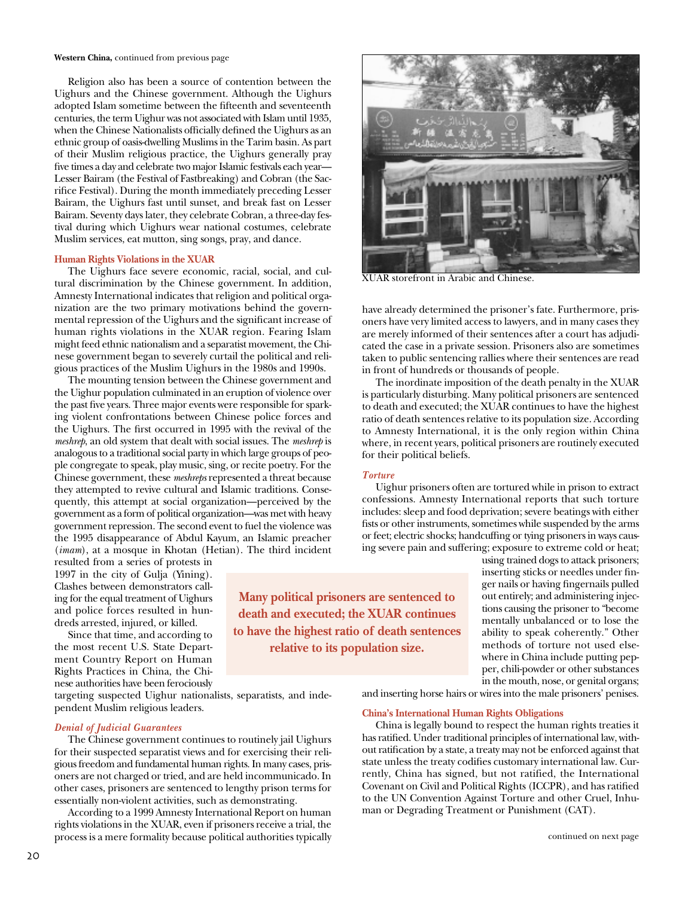**Western China,** continued from previous page

Religion also has been a source of contention between the Uighurs and the Chinese government. Although the Uighurs adopted Islam sometime between the fifteenth and seventeenth centuries, the term Uighur was not associated with Islam until 1935, when the Chinese Nationalists officially defined the Uighurs as an ethnic group of oasis-dwelling Muslims in the Tarim basin. As part of their Muslim religious practice, the Uighurs generally pray five times a day and celebrate two major Islamic festivals each year—Lesser Bairam (the Festival of Fastbreaking) and Cobran (the Sacrifice Festival). During the month immediately preceding Lesser Bairam, the Uighurs fast until sunset, and break fast on Lesser Bairam. Seventy days later, they celebrate Cobran, a three-day festival during which Uighurs wear national costumes, celebrate Muslim services, eat mutton, sing songs, pray, and dance.

## Human Rights Violations in the XUAR

The Uighurs face severe economic, racial, social, and cultural discrimination by the Chinese government. In addition, Amnesty International indicates that religion and political organization are the two primary motivations behind the governmental repression of the Uighurs and the significant increase of human rights violations in the XUAR region. Fearing Islam might feed ethnic nationalism and a separatist movement, the Chinese government began to severely curtail the political and religious practices of the Muslim Uighurs in the 1980s and 1990s.

The mounting tension between the Chinese government and the Uighur population culminated in an eruption of violence over the past five years. Three major events were responsible for sparking violent confrontations between Chinese police forces and the Uighurs. The first occurred in 1995 with the revival of the *meshrep*, an old system that dealt with social issues. The *meshrep* is analogous to a traditional social party in which large groups of people congregate to speak, play music, sing, or recite poetry. For the Chinese government, these *meshreps* represented a threat because they attempted to revive cultural and Islamic traditions. Consequently, this attempt at social organization—perceived by the government as a form of political organization—was met with heavy government repression. The second event to fuel the violence was the 1995 disappearance of Abdul Kayum, an Islamic preacher (*imam*), at a mosque in Khotan (Hetian). The third incident resulted from a series of protests in 1997 in the city of Gulja (Yining). Clashes between demonstrators calling for the equal treatment of Uighurs and police forces resulted in hundreds arrested, injured, or killed.

Since that time, and according to the most recent U.S. State Department Country Report on Human Rights Practices in China, the Chinese authorities have been ferociously targeting suspected Uighur nationalists, separatists, and independent Muslim religious leaders.

### *Denial of Judicial Guarantees*

The Chinese government continues to routinely jail Uighurs for their suspected separatist views and for exercising their religious freedom and fundamental human rights. In many cases, prisoners are not charged or tried, and are held incommunicado. In other cases, prisoners are sentenced to lengthy prison terms for essentially non-violent activities, such as demonstrating.

According to a 1999 Amnesty International Report on human rights violations in the XUAR, even if prisoners receive a trial, the process is a mere formality because political authorities typically have already determined the prisoner's fate. Furthermore, prisoners have very limited access to lawyers, and in many cases they are merely informed of their sentences after a court has adjudicated the case in a private session. Prisoners also are sometimes taken to public sentencing rallies where their sentences are read in front of hundreds or thousands of people.

XUAR storefront in Arabic and Chinese.

The inordinate imposition of the death penalty in the XUAR is particularly disturbing. Many political prisoners are sentenced to death and executed; the XUAR continues to have the highest ratio of death sentences relative to its population size. According to Amnesty International, it is the only region within China where, in recent years, political prisoners are routinely executed for their political beliefs.

**Many political prisoners are sentenced to death and executed; the XUAR continues to have the highest ratio of death sentences relative to its population size.**

### *Torture*

Uighur prisoners often are tortured while in prison to extract confessions. Amnesty International reports that such torture includes: sleep and food deprivation; severe beatings with either fists or other instruments, sometimes while suspended by the arms or feet; electric shocks; handcuffing or tying prisoners in ways causing severe pain and suffering; exposure to extreme cold or heat; using trained dogs to attack prisoners; inserting sticks or needles under finger nails or having fingernails pulled out entirely; and administering injections causing the prisoner to "become mentally unbalanced or to lose the ability to speak coherently." Other methods of torture not used elsewhere in China include putting pepper, chili-powder or other substances in the mouth, nose, or genital organs; and inserting horse hairs or wires into the male prisoners' penises.

## China's International Human Rights Obligations

China is legally bound to respect the human rights treaties it has ratified. Under traditional principles of international law, without ratification by a state, a treaty may not be enforced against that state unless the treaty codifies customary international law. Currently, China has signed, but not ratified, the International Covenant on Civil and Political Rights (ICCPR), and has ratified to the UN Convention Against Torture and other Cruel, Inhuman or Degrading Treatment or Punishment (CAT).

continued on next page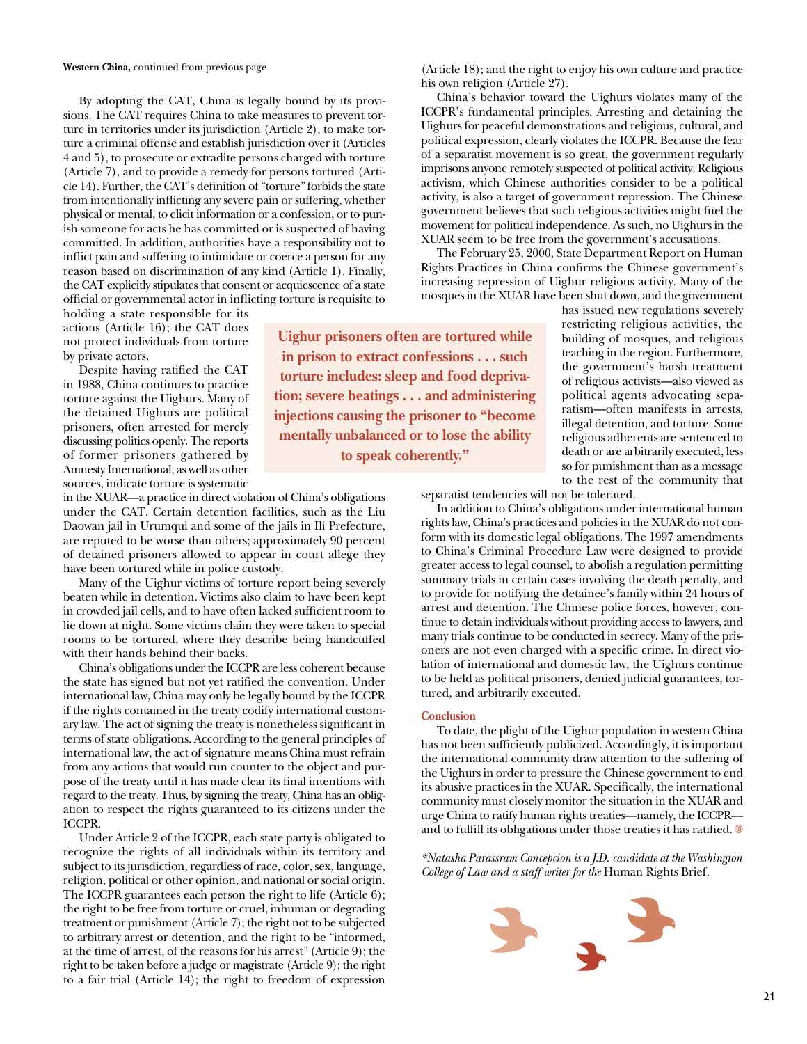**Western China,** continued from previous page

By adopting the CAT, China is legally bound by its provisions. The CAT requires China to take measures to prevent torture in territories under its jurisdiction (Article 2), to make torture a criminal offense and establish jurisdiction over it (Articles 4 and 5), to prosecute or extradite persons charged with torture (Article 7), and to provide a remedy for persons tortured (Article 14). Further, the CAT's definition of "torture" forbids the state from intentionally inflicting any severe pain or suffering, whether physical or mental, to elicit information or a confession, or to punish someone for acts he has committed or is suspected of having committed. In addition, authorities have a responsibility not to inflict pain and suffering to intimidate or coerce a person for any reason based on discrimination of any kind (Article 1). Finally, the CAT explicitly stipulates that consent or acquiescence of a state official or governmental actor in inflicting torture is requisite to holding a state responsible for its actions (Article 16); the CAT does not protect individuals from torture by private actors.

Despite having ratified the CAT in 1988, China continues to practice torture against the Uighurs. Many of the detained Uighurs are political prisoners, often arrested for merely discussing politics openly. The reports of former prisoners gathered by Amnesty International, as well as other sources, indicate torture is systematic in the XUAR—a practice in direct violation of China's obligations under the CAT. Certain detention facilities, such as the Liu Daowan jail in Urumqui and some of the jails in Ili Prefecture, are reputed to be worse than others; approximately 90 percent of detained prisoners allowed to appear in court allege they have been tortured while in police custody.

> **Uighur prisoners often are tortured while in prison to extract confessions . . . such torture includes: sleep and food deprivation; severe beatings . . . and administering injections causing the prisoner to "become mentally unbalanced or to lose the ability to speak coherently."**

Many of the Uighur victims of torture report being severely beaten while in detention. Victims also claim to have been kept in crowded jail cells, and to have often lacked sufficient room to lie down at night. Some victims claim they were taken to special rooms to be tortured, where they describe being handcuffed with their hands behind their backs.

China's obligations under the ICCPR are less coherent because the state has signed but not yet ratified the convention. Under international law, China may only be legally bound by the ICCPR if the rights contained in the treaty codify international customary law. The act of signing the treaty is nonetheless significant in terms of state obligations. According to the general principles of international law, the act of signature means China must refrain from any actions that would run counter to the object and purpose of the treaty until it has made clear its final intentions with regard to the treaty. Thus, by signing the treaty, China has an obligation to respect the rights guaranteed to its citizens under the ICCPR.

Under Article 2 of the ICCPR, each state party is obligated to recognize the rights of all individuals within its territory and subject to its jurisdiction, regardless of race, color, sex, language, religion, political or other opinion, and national or social origin. The ICCPR guarantees each person the right to life (Article 6); the right to be free from torture or cruel, inhuman or degrading treatment or punishment (Article 7); the right not to be subjected to arbitrary arrest or detention, and the right to be "informed, at the time of arrest, of the reasons for his arrest" (Article 9); the right to be taken before a judge or magistrate (Article 9); the right to a fair trial (Article 14); the right to freedom of expression (Article 18); and the right to enjoy his own culture and practice his own religion (Article 27).

China's behavior toward the Uighurs violates many of the ICCPR's fundamental principles. Arresting and detaining the Uighurs for peaceful demonstrations and religious, cultural, and political expression, clearly violates the ICCPR. Because the fear of a separatist movement is so great, the government regularly imprisons anyone remotely suspected of political activity. Religious activism, which Chinese authorities consider to be a political activity, is also a target of government repression. The Chinese government believes that such religious activities might fuel the movement for political independence. As such, no Uighurs in the XUAR seem to be free from the government's accusations.

The February 25, 2000, State Department Report on Human Rights Practices in China confirms the Chinese government's increasing repression of Uighur religious activity. Many of the mosques in the XUAR have been shut down, and the government has issued new regulations severely restricting religious activities, the building of mosques, and religious teaching in the region. Furthermore, the government's harsh treatment of religious activists—also viewed as political agents advocating separatism—often manifests in arrests, illegal detention, and torture. Some religious adherents are sentenced to death or are arbitrarily executed, less so for punishment than as a message to the rest of the community that separatist tendencies will not be tolerated.

In addition to China's obligations under international human rights law, China's practices and policies in the XUAR do not conform with its domestic legal obligations. The 1997 amendments to China's Criminal Procedure Law were designed to provide greater access to legal counsel, to abolish a regulation permitting summary trials in certain cases involving the death penalty, and to provide for notifying the detainee's family within 24 hours of arrest and detention. The Chinese police forces, however, continue to detain individuals without providing access to lawyers, and many trials continue to be conducted in secrecy. Many of the prisoners are not even charged with a specific crime. In direct violation of international and domestic law, the Uighurs continue to be held as political prisoners, denied judicial guarantees, tortured, and arbitrarily executed.

## Conclusion

To date, the plight of the Uighur population in western China has not been sufficiently publicized. Accordingly, it is important the international community draw attention to the suffering of the Uighurs in order to pressure the Chinese government to end its abusive practices in the XUAR. Specifically, the international community must closely monitor the situation in the XUAR and urge China to ratify human rights treaties—namely, the ICCPR—and to fulfill its obligations under those treaties it has ratified.

*\*Natasha Parassram Concepcion is a J.D. candidate at the Washington College of Law and a staff writer for the* Human Rights Brief.